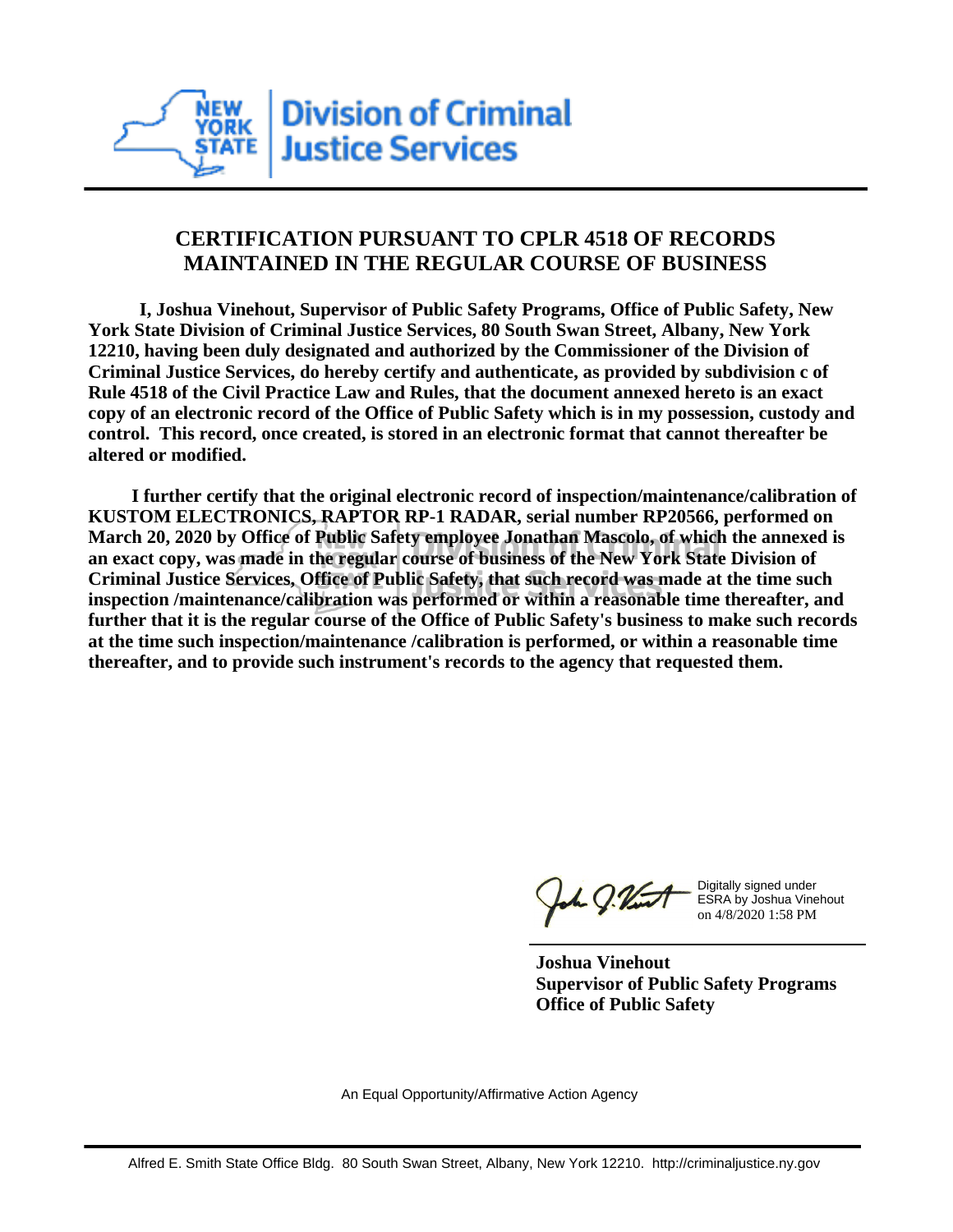New York State Division of Criminal Justice Services

## CERTIFICATION PURSUANT TO CPLR 4518 OF RECORDS MAINTAINED IN THE REGULAR COURSE OF BUSINESS

**I, Joshua Vinehout, Supervisor of Public Safety Programs, Office of Public Safety, New York State Division of Criminal Justice Services, 80 South Swan Street, Albany, New York 12210, having been duly designated and authorized by the Commissioner of the Division of Criminal Justice Services, do hereby certify and authenticate, as provided by subdivision c of Rule 4518 of the Civil Practice Law and Rules, that the document annexed hereto is an exact copy of an electronic record of the Office of Public Safety which is in my possession, custody and control. This record, once created, is stored in an electronic format that cannot thereafter be altered or modified.**

**I further certify that the original electronic record of inspection/maintenance/calibration of KUSTOM ELECTRONICS, RAPTOR RP-1 RADAR, serial number RP20566, performed on March 20, 2020 by Office of Public Safety employee Jonathan Mascolo, of which the annexed is an exact copy, was made in the regular course of business of the New York State Division of Criminal Justice Services, Office of Public Safety, that such record was made at the time such inspection /maintenance/calibration was performed or within a reasonable time thereafter, and further that it is the regular course of the Office of Public Safety's business to make such records at the time such inspection/maintenance /calibration is performed, or within a reasonable time thereafter, and to provide such instrument's records to the agency that requested them.**

Digitally signed under ESRA by Joshua Vinehout on 4/8/2020 1:58 PM

**Joshua Vinehout**
**Supervisor of Public Safety Programs**
**Office of Public Safety**

An Equal Opportunity/Affirmative Action Agency

Alfred E. Smith State Office Bldg. 80 South Swan Street, Albany, New York 12210. http://criminaljustice.ny.gov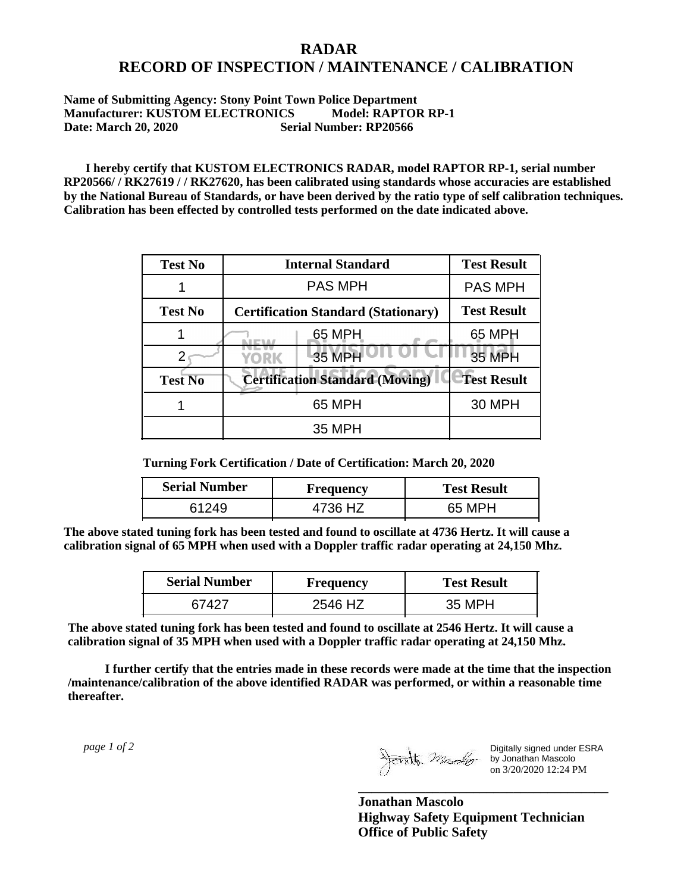# RADAR
# RECORD OF INSPECTION / MAINTENANCE / CALIBRATION

**Name of Submitting Agency: Stony Point Town Police Department**
**Manufacturer: KUSTOM ELECTRONICS Model: RAPTOR RP-1**
**Date: March 20, 2020 Serial Number: RP20566**

**I hereby certify that KUSTOM ELECTRONICS RADAR, model RAPTOR RP-1, serial number RP20566/ / RK27619 / / RK27620, has been calibrated using standards whose accuracies are established by the National Bureau of Standards, or have been derived by the ratio type of self calibration techniques. Calibration has been effected by controlled tests performed on the date indicated above.**

| Test No | Internal Standard | Test Result |
|---|---|---|
| 1 | PAS MPH | PAS MPH |
| **Test No** | **Certification Standard (Stationary)** | **Test Result** |
| 1 | 65 MPH | 65 MPH |
| 2 | 35 MPH | 35 MPH |
| **Test No** | **Certification Standard (Moving)** | **Test Result** |
| 1 | 65 MPH | 30 MPH |
| | 35 MPH | |

**Turning Fork Certification / Date of Certification: March 20, 2020**

| Serial Number | Frequency | Test Result |
|---|---|---|
| 61249 | 4736 HZ | 65 MPH |

**The above stated tuning fork has been tested and found to oscillate at 4736 Hertz. It will cause a calibration signal of 65 MPH when used with a Doppler traffic radar operating at 24,150 Mhz.**

| Serial Number | Frequency | Test Result |
|---|---|---|
| 67427 | 2546 HZ | 35 MPH |

**The above stated tuning fork has been tested and found to oscillate at 2546 Hertz. It will cause a calibration signal of 35 MPH when used with a Doppler traffic radar operating at 24,150 Mhz.**

**I further certify that the entries made in these records were made at the time that the inspection /maintenance/calibration of the above identified RADAR was performed, or within a reasonable time thereafter.**

*page 1 of 2*

Digitally signed under ESRA by Jonathan Mascolo on 3/20/2020 12:24 PM

**Jonathan Mascolo**
**Highway Safety Equipment Technician**
**Office of Public Safety**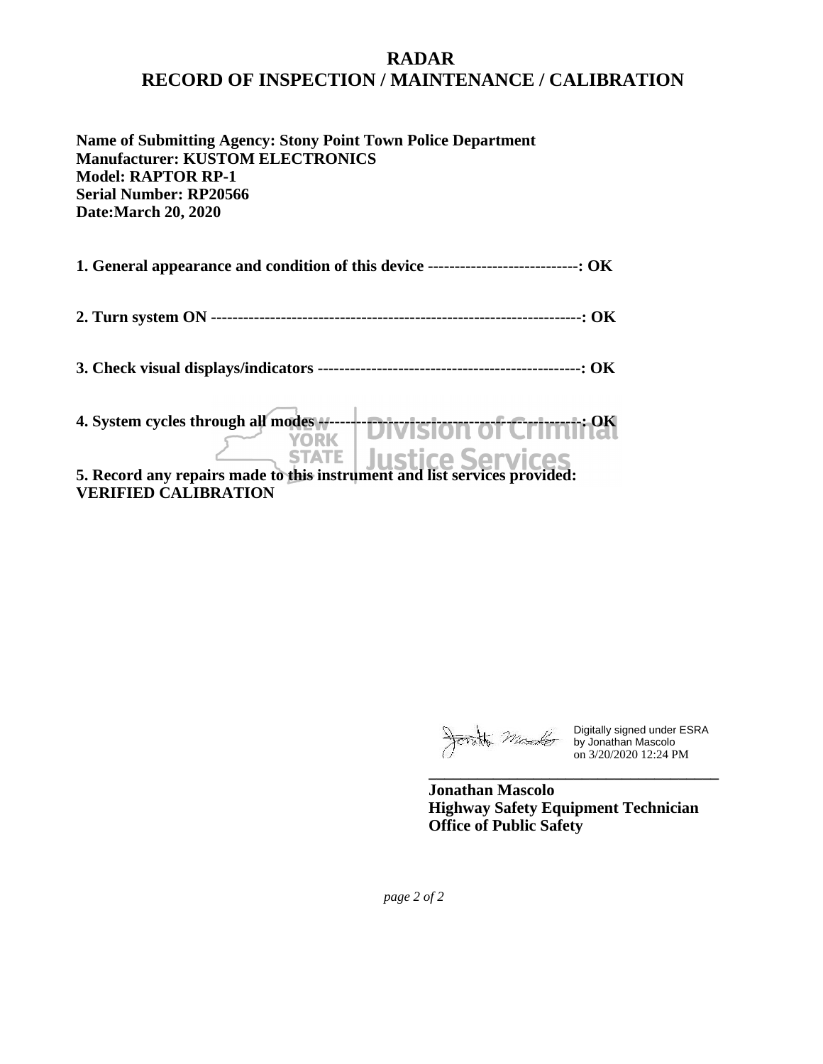# RADAR
# RECORD OF INSPECTION / MAINTENANCE / CALIBRATION

**Name of Submitting Agency: Stony Point Town Police Department**
**Manufacturer: KUSTOM ELECTRONICS**
**Model: RAPTOR RP-1**
**Serial Number: RP20566**
**Date:March 20, 2020**

**1. General appearance and condition of this device ----------------------------: OK**

**2. Turn system ON ------------------------------------------------------------------: OK**

**3. Check visual displays/indicators -------------------------------------------------: OK**

**4. System cycles through all modes ------------------------------------------------: OK**

**5. Record any repairs made to this instrument and list services provided:**
**VERIFIED CALIBRATION**

Digitally signed under ESRA by Jonathan Mascolo on 3/20/2020 12:24 PM

**Jonathan Mascolo**
**Highway Safety Equipment Technician**
**Office of Public Safety**